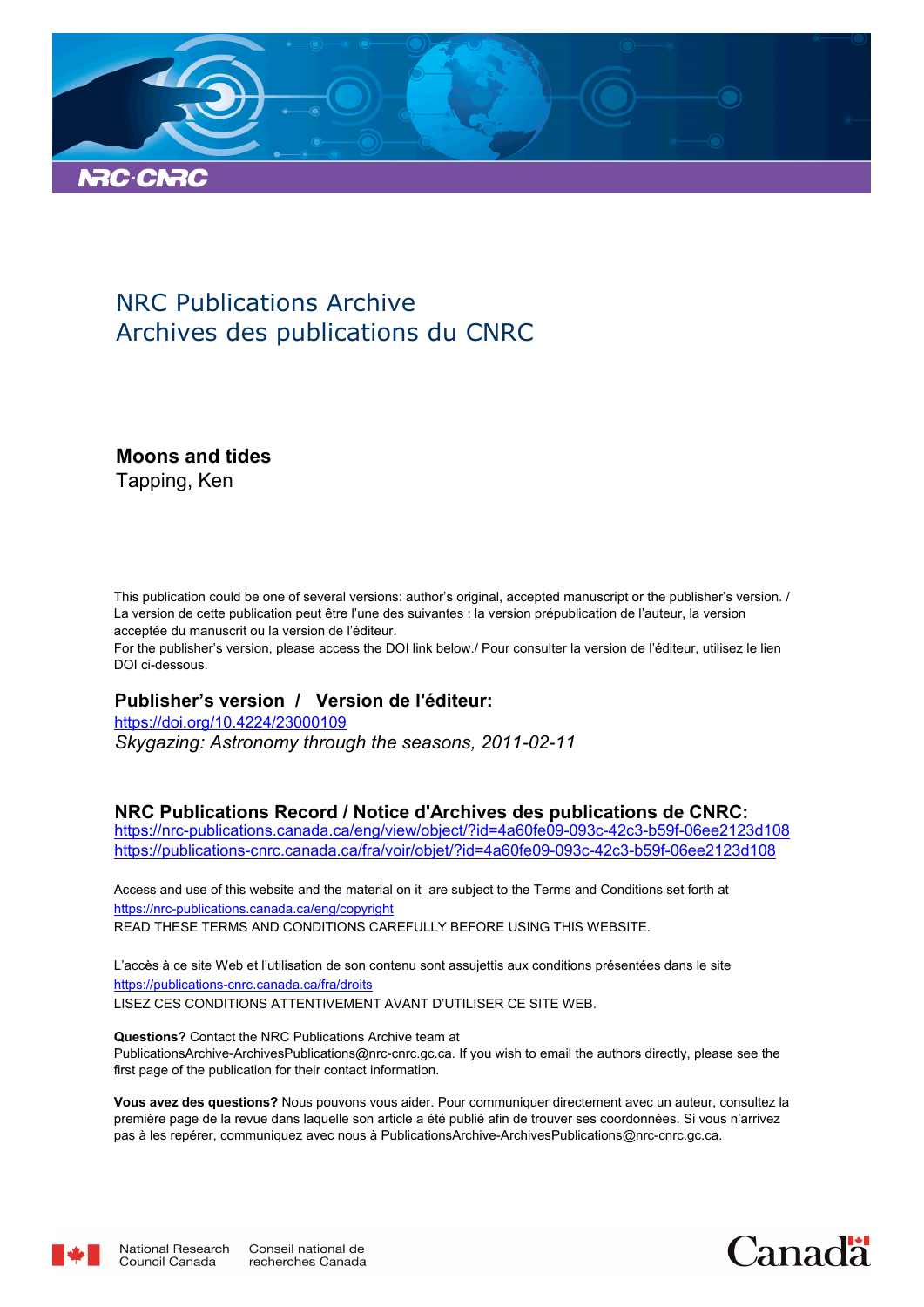NRC Publications Archive
Archives des publications du CNRC

**Moons and tides**
Tapping, Ken

This publication could be one of several versions: author's original, accepted manuscript or the publisher's version. / La version de cette publication peut être l'une des suivantes : la version prépublication de l'auteur, la version acceptée du manuscrit ou la version de l'éditeur.
For the publisher's version, please access the DOI link below./ Pour consulter la version de l'éditeur, utilisez le lien DOI ci-dessous.

**Publisher's version / Version de l'éditeur:**
https://doi.org/10.4224/23000109
*Skygazing: Astronomy through the seasons, 2011-02-11*

**NRC Publications Record / Notice d'Archives des publications de CNRC:**
https://nrc-publications.canada.ca/eng/view/object/?id=4a60fe09-093c-42c3-b59f-06ee2123d108
https://publications-cnrc.canada.ca/fra/voir/objet/?id=4a60fe09-093c-42c3-b59f-06ee2123d108

Access and use of this website and the material on it are subject to the Terms and Conditions set forth at
https://nrc-publications.canada.ca/eng/copyright
READ THESE TERMS AND CONDITIONS CAREFULLY BEFORE USING THIS WEBSITE.

L'accès à ce site Web et l'utilisation de son contenu sont assujettis aux conditions présentées dans le site
https://publications-cnrc.canada.ca/fra/droits
LISEZ CES CONDITIONS ATTENTIVEMENT AVANT D'UTILISER CE SITE WEB.

**Questions?** Contact the NRC Publications Archive team at
PublicationsArchive-ArchivesPublications@nrc-cnrc.gc.ca. If you wish to email the authors directly, please see the first page of the publication for their contact information.

**Vous avez des questions?** Nous pouvons vous aider. Pour communiquer directement avec un auteur, consultez la première page de la revue dans laquelle son article a été publié afin de trouver ses coordonnées. Si vous n'arrivez pas à les repérer, communiquez avec nous à PublicationsArchive-ArchivesPublications@nrc-cnrc.gc.ca.

National Research Council Canada
Conseil national de recherches Canada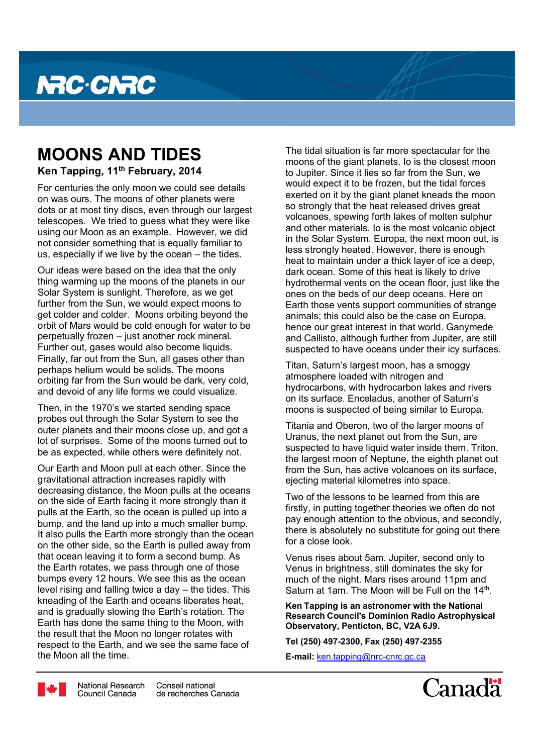# MOONS AND TIDES

**Ken Tapping, 11th February, 2014**

For centuries the only moon we could see details on was ours. The moons of other planets were dots or at most tiny discs, even through our largest telescopes. We tried to guess what they were like using our Moon as an example. However, we did not consider something that is equally familiar to us, especially if we live by the ocean – the tides.

Our ideas were based on the idea that the only thing warming up the moons of the planets in our Solar System is sunlight. Therefore, as we get further from the Sun, we would expect moons to get colder and colder. Moons orbiting beyond the orbit of Mars would be cold enough for water to be perpetually frozen – just another rock mineral. Further out, gases would also become liquids. Finally, far out from the Sun, all gases other than perhaps helium would be solids. The moons orbiting far from the Sun would be dark, very cold, and devoid of any life forms we could visualize.

Then, in the 1970's we started sending space probes out through the Solar System to see the outer planets and their moons close up, and got a lot of surprises. Some of the moons turned out to be as expected, while others were definitely not.

Our Earth and Moon pull at each other. Since the gravitational attraction increases rapidly with decreasing distance, the Moon pulls at the oceans on the side of Earth facing it more strongly than it pulls at the Earth, so the ocean is pulled up into a bump, and the land up into a much smaller bump. It also pulls the Earth more strongly than the ocean on the other side, so the Earth is pulled away from that ocean leaving it to form a second bump. As the Earth rotates, we pass through one of those bumps every 12 hours. We see this as the ocean level rising and falling twice a day – the tides. This kneading of the Earth and oceans liberates heat, and is gradually slowing the Earth's rotation. The Earth has done the same thing to the Moon, with the result that the Moon no longer rotates with respect to the Earth, and we see the same face of the Moon all the time.

The tidal situation is far more spectacular for the moons of the giant planets. Io is the closest moon to Jupiter. Since it lies so far from the Sun, we would expect it to be frozen, but the tidal forces exerted on it by the giant planet kneads the moon so strongly that the heat released drives great volcanoes, spewing forth lakes of molten sulphur and other materials. Io is the most volcanic object in the Solar System. Europa, the next moon out, is less strongly heated. However, there is enough heat to maintain under a thick layer of ice a deep, dark ocean. Some of this heat is likely to drive hydrothermal vents on the ocean floor, just like the ones on the beds of our deep oceans. Here on Earth those vents support communities of strange animals; this could also be the case on Europa, hence our great interest in that world. Ganymede and Callisto, although further from Jupiter, are still suspected to have oceans under their icy surfaces.

Titan, Saturn's largest moon, has a smoggy atmosphere loaded with nitrogen and hydrocarbons, with hydrocarbon lakes and rivers on its surface. Enceladus, another of Saturn's moons is suspected of being similar to Europa.

Titania and Oberon, two of the larger moons of Uranus, the next planet out from the Sun, are suspected to have liquid water inside them. Triton, the largest moon of Neptune, the eighth planet out from the Sun, has active volcanoes on its surface, ejecting material kilometres into space.

Two of the lessons to be learned from this are firstly, in putting together theories we often do not pay enough attention to the obvious, and secondly, there is absolutely no substitute for going out there for a close look.

Venus rises about 5am. Jupiter, second only to Venus in brightness, still dominates the sky for much of the night. Mars rises around 11pm and Saturn at 1am. The Moon will be Full on the 14th.

**Ken Tapping is an astronomer with the National Research Council's Dominion Radio Astrophysical Observatory, Penticton, BC, V2A 6J9.**

**Tel (250) 497-2300, Fax (250) 497-2355**

**E-mail:** ken.tapping@nrc-cnrc.gc.ca